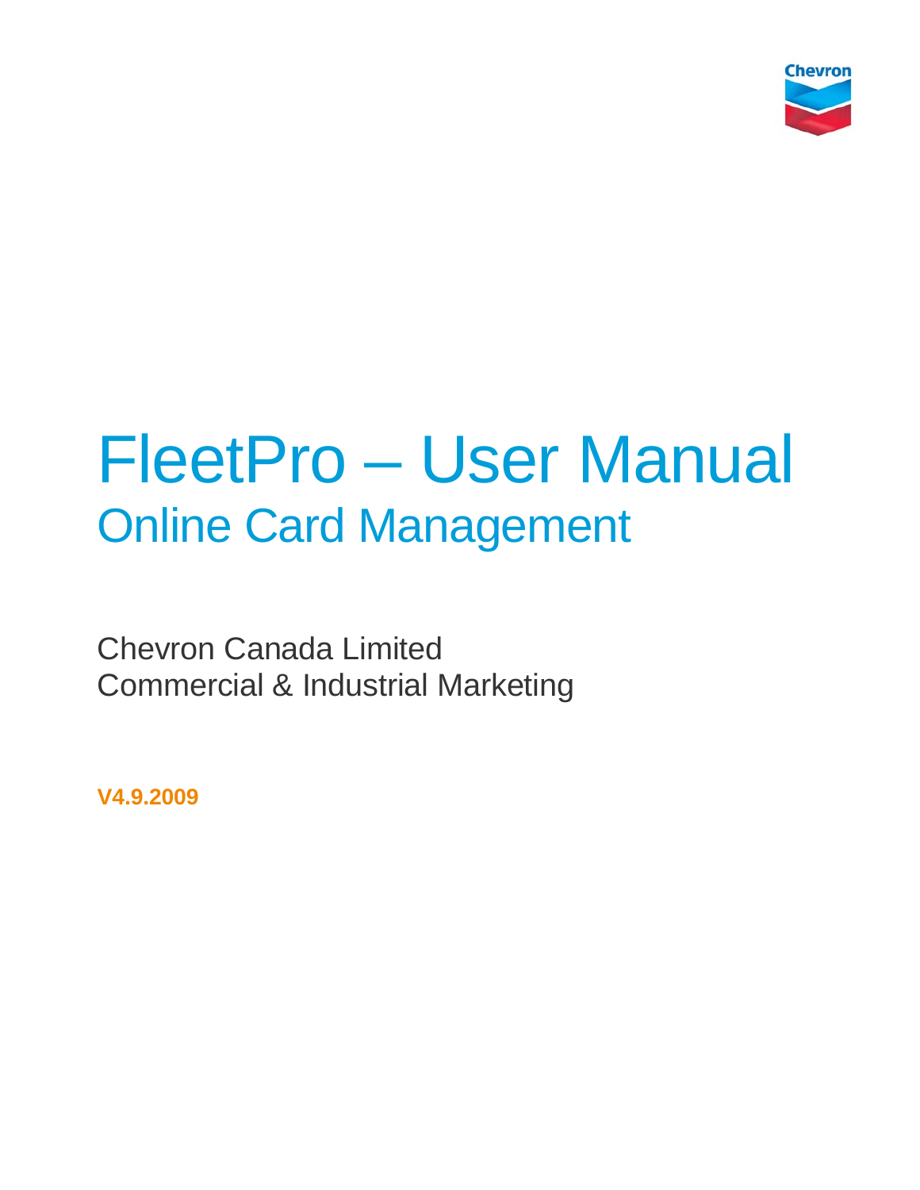# FleetPro – User Manual

## Online Card Management

Chevron Canada Limited
Commercial & Industrial Marketing

**V4.9.2009**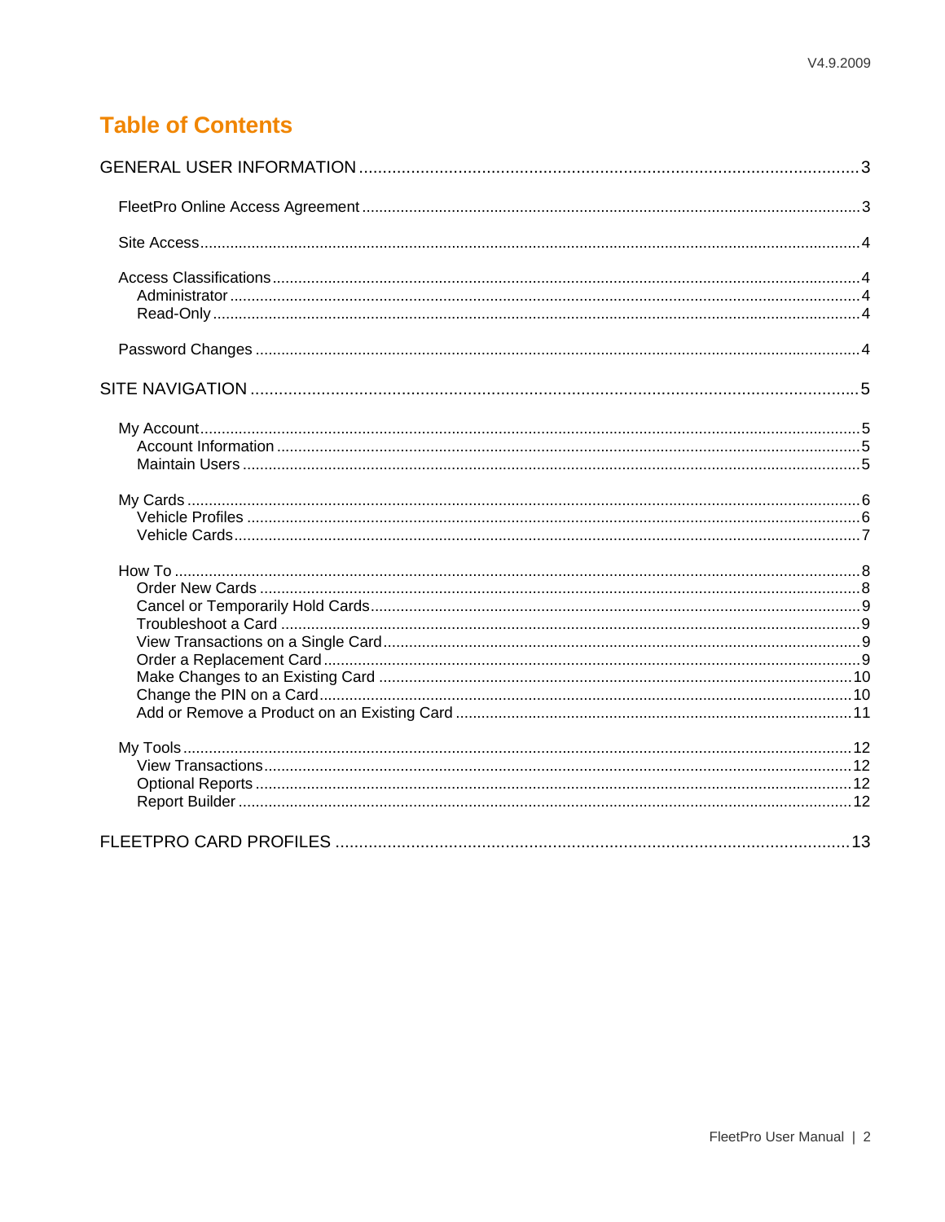# Table of Contents

GENERAL USER INFORMATION ........ 3

- FleetPro Online Access Agreement ........ 3
- Site Access ........ 4
- Access Classifications ........ 4
  - Administrator ........ 4
  - Read-Only ........ 4
- Password Changes ........ 4

SITE NAVIGATION ........ 5

- My Account ........ 5
  - Account Information ........ 5
  - Maintain Users ........ 5
- My Cards ........ 6
  - Vehicle Profiles ........ 6
  - Vehicle Cards ........ 7
- How To ........ 8
  - Order New Cards ........ 8
  - Cancel or Temporarily Hold Cards ........ 9
  - Troubleshoot a Card ........ 9
  - View Transactions on a Single Card ........ 9
  - Order a Replacement Card ........ 9
  - Make Changes to an Existing Card ........ 10
  - Change the PIN on a Card ........ 10
  - Add or Remove a Product on an Existing Card ........ 11
- My Tools ........ 12
  - View Transactions ........ 12
  - Optional Reports ........ 12
  - Report Builder ........ 12

FLEETPRO CARD PROFILES ........ 13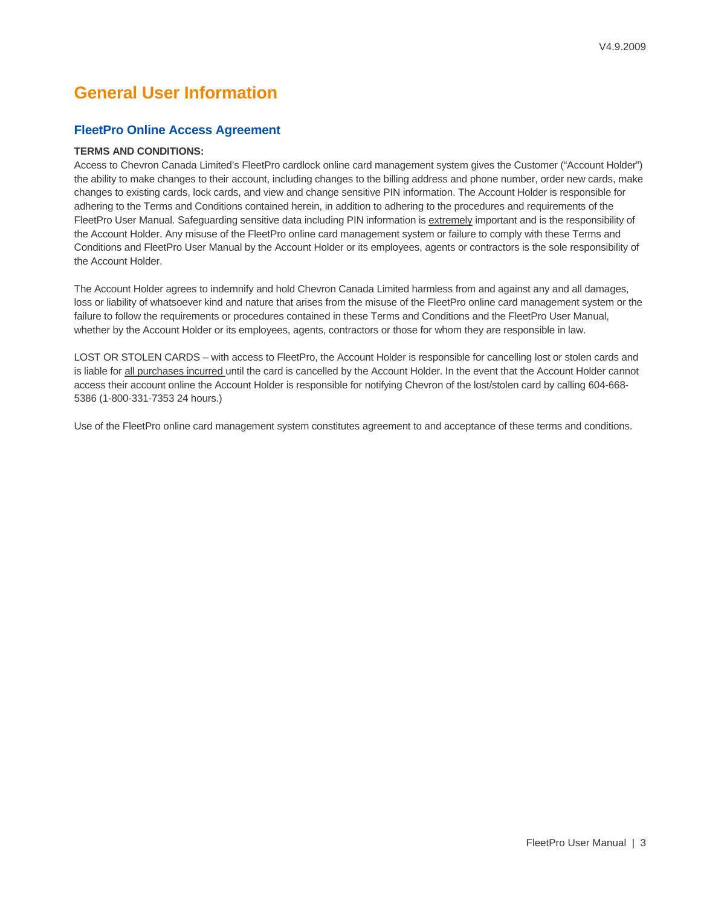# General User Information

## FleetPro Online Access Agreement

**TERMS AND CONDITIONS:**

Access to Chevron Canada Limited's FleetPro cardlock online card management system gives the Customer ("Account Holder") the ability to make changes to their account, including changes to the billing address and phone number, order new cards, make changes to existing cards, lock cards, and view and change sensitive PIN information. The Account Holder is responsible for adhering to the Terms and Conditions contained herein, in addition to adhering to the procedures and requirements of the FleetPro User Manual. Safeguarding sensitive data including PIN information is <u>extremely</u> important and is the responsibility of the Account Holder. Any misuse of the FleetPro online card management system or failure to comply with these Terms and Conditions and FleetPro User Manual by the Account Holder or its employees, agents or contractors is the sole responsibility of the Account Holder.

The Account Holder agrees to indemnify and hold Chevron Canada Limited harmless from and against any and all damages, loss or liability of whatsoever kind and nature that arises from the misuse of the FleetPro online card management system or the failure to follow the requirements or procedures contained in these Terms and Conditions and the FleetPro User Manual, whether by the Account Holder or its employees, agents, contractors or those for whom they are responsible in law.

LOST OR STOLEN CARDS – with access to FleetPro, the Account Holder is responsible for cancelling lost or stolen cards and is liable for <u>all purchases incurred</u> until the card is cancelled by the Account Holder. In the event that the Account Holder cannot access their account online the Account Holder is responsible for notifying Chevron of the lost/stolen card by calling 604-668-5386 (1-800-331-7353 24 hours.)

Use of the FleetPro online card management system constitutes agreement to and acceptance of these terms and conditions.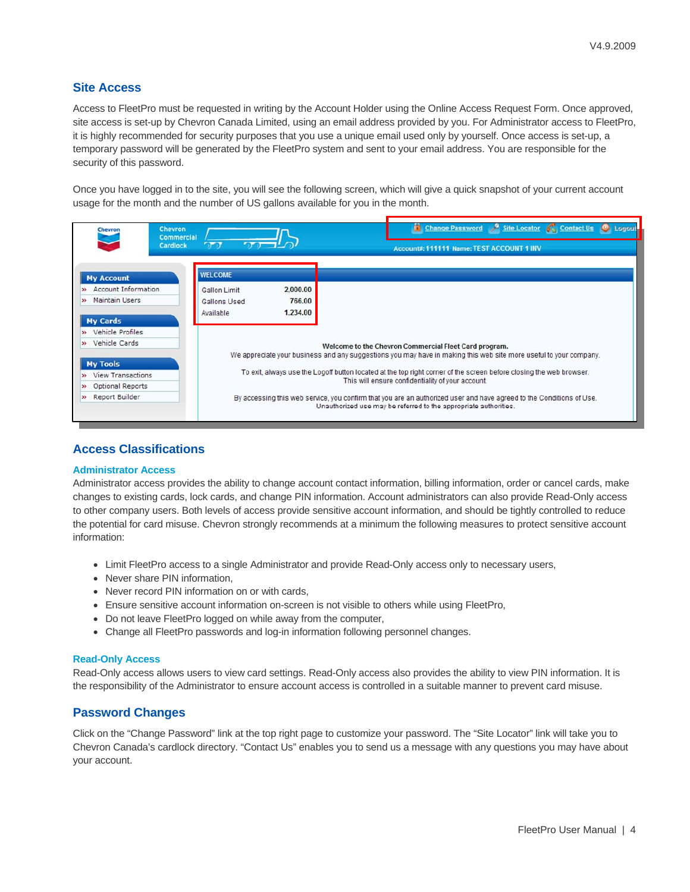## Site Access

Access to FleetPro must be requested in writing by the Account Holder using the Online Access Request Form. Once approved, site access is set-up by Chevron Canada Limited, using an email address provided by you. For Administrator access to FleetPro, it is highly recommended for security purposes that you use a unique email used only by yourself. Once access is set-up, a temporary password will be generated by the FleetPro system and sent to your email address. You are responsible for the security of this password.

Once you have logged in to the site, you will see the following screen, which will give a quick snapshot of your current account usage for the month and the number of US gallons available for you in the month.

## Access Classifications

### Administrator Access

Administrator access provides the ability to change account contact information, billing information, order or cancel cards, make changes to existing cards, lock cards, and change PIN information. Account administrators can also provide Read-Only access to other company users. Both levels of access provide sensitive account information, and should be tightly controlled to reduce the potential for card misuse. Chevron strongly recommends at a minimum the following measures to protect sensitive account information:

- Limit FleetPro access to a single Administrator and provide Read-Only access only to necessary users,
- Never share PIN information,
- Never record PIN information on or with cards,
- Ensure sensitive account information on-screen is not visible to others while using FleetPro,
- Do not leave FleetPro logged on while away from the computer,
- Change all FleetPro passwords and log-in information following personnel changes.

### Read-Only Access

Read-Only access allows users to view card settings. Read-Only access also provides the ability to view PIN information. It is the responsibility of the Administrator to ensure account access is controlled in a suitable manner to prevent card misuse.

## Password Changes

Click on the “Change Password” link at the top right page to customize your password. The “Site Locator” link will take you to Chevron Canada’s cardlock directory. “Contact Us” enables you to send us a message with any questions you may have about your account.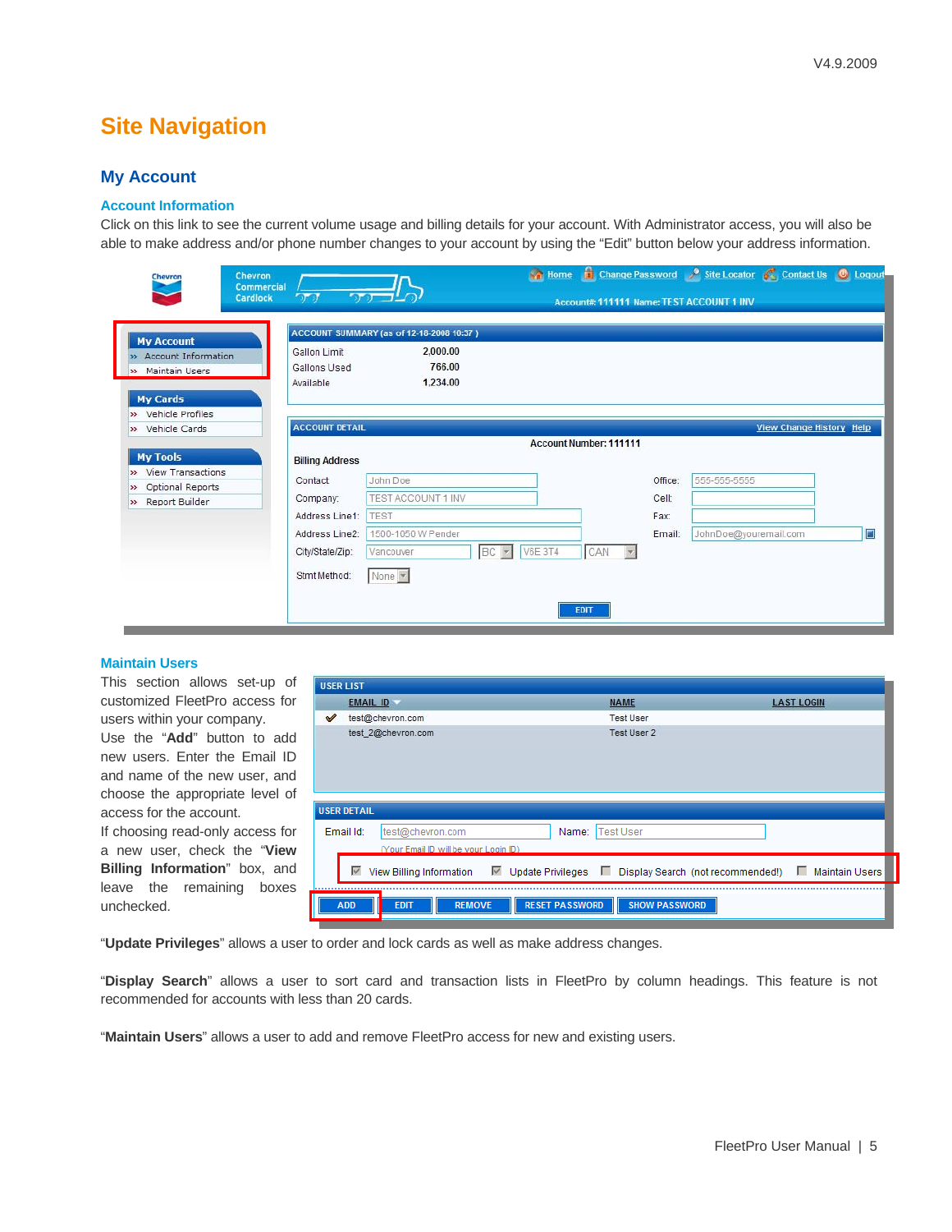# Site Navigation

## My Account

### Account Information

Click on this link to see the current volume usage and billing details for your account. With Administrator access, you will also be able to make address and/or phone number changes to your account by using the "Edit" button below your address information.

### Maintain Users

This section allows set-up of customized FleetPro access for users within your company.

Use the "**Add**" button to add new users. Enter the Email ID and name of the new user, and choose the appropriate level of access for the account.

If choosing read-only access for a new user, check the "**View Billing Information**" box, and leave the remaining boxes unchecked.

"**Update Privileges**" allows a user to order and lock cards as well as make address changes.

"**Display Search**" allows a user to sort card and transaction lists in FleetPro by column headings. This feature is not recommended for accounts with less than 20 cards.

"**Maintain Users**" allows a user to add and remove FleetPro access for new and existing users.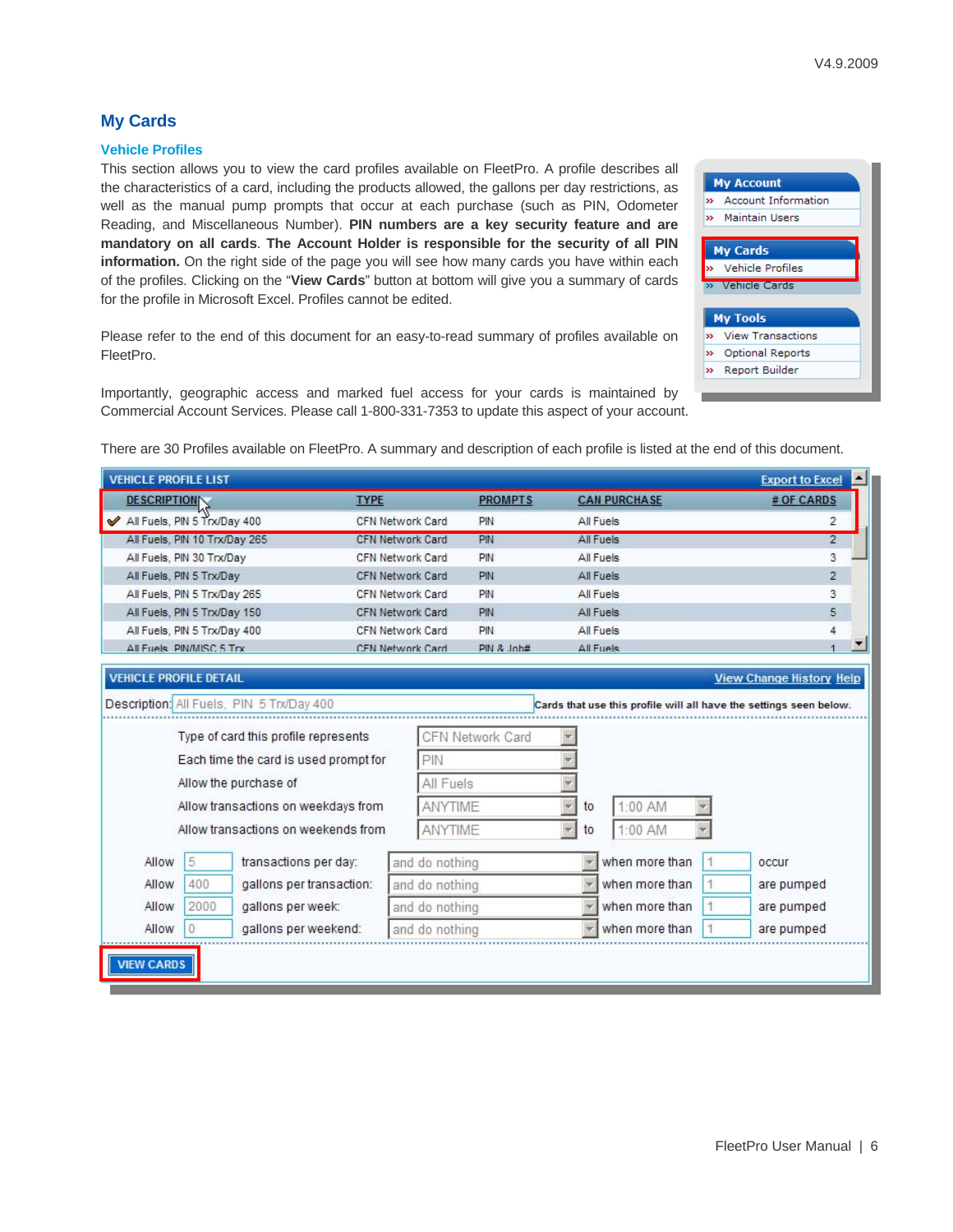## My Cards

### Vehicle Profiles

This section allows you to view the card profiles available on FleetPro. A profile describes all the characteristics of a card, including the products allowed, the gallons per day restrictions, as well as the manual pump prompts that occur at each purchase (such as PIN, Odometer Reading, and Miscellaneous Number). **PIN numbers are a key security feature and are mandatory on all cards**. **The Account Holder is responsible for the security of all PIN information.** On the right side of the page you will see how many cards you have within each of the profiles. Clicking on the "**View Cards**" button at bottom will give you a summary of cards for the profile in Microsoft Excel. Profiles cannot be edited.

Please refer to the end of this document for an easy-to-read summary of profiles available on FleetPro.

Importantly, geographic access and marked fuel access for your cards is maintained by Commercial Account Services. Please call 1-800-331-7353 to update this aspect of your account.

My Account
» Account Information
» Maintain Users

My Cards
» Vehicle Profiles
» Vehicle Cards

My Tools
» View Transactions
» Optional Reports
» Report Builder

There are 30 Profiles available on FleetPro. A summary and description of each profile is listed at the end of this document.

VEHICLE PROFILE LIST — Export to Excel

| DESCRIPTION | TYPE | PROMPTS | CAN PURCHASE | # OF CARDS |
|---|---|---|---|---|
| ✔ All Fuels, PIN 5 Trx/Day 400 | CFN Network Card | PIN | All Fuels | 2 |
| All Fuels, PIN 10 Trx/Day 265 | CFN Network Card | PIN | All Fuels | 2 |
| All Fuels, PIN 30 Trx/Day | CFN Network Card | PIN | All Fuels | 3 |
| All Fuels, PIN 5 Trx/Day | CFN Network Card | PIN | All Fuels | 2 |
| All Fuels, PIN 5 Trx/Day 265 | CFN Network Card | PIN | All Fuels | 3 |
| All Fuels, PIN 5 Trx/Day 150 | CFN Network Card | PIN | All Fuels | 5 |
| All Fuels, PIN 5 Trx/Day 400 | CFN Network Card | PIN | All Fuels | 4 |
| All Fuels, PIN/MISC 5 Trx | CFN Network Card | PIN & Job# | All Fuels | 1 |

VEHICLE PROFILE DETAIL — View Change History Help

Description: All Fuels, PIN 5 Trx/Day 400 — Cards that use this profile will all have the settings seen below.

Type of card this profile represents: CFN Network Card
Each time the card is used prompt for: PIN
Allow the purchase of: All Fuels
Allow transactions on weekdays from: ANYTIME to 1:00 AM
Allow transactions on weekends from: ANYTIME to 1:00 AM

Allow 5 transactions per day: and do nothing when more than 1 occur
Allow 400 gallons per transaction: and do nothing when more than 1 are pumped
Allow 2000 gallons per week: and do nothing when more than 1 are pumped
Allow 0 gallons per weekend: and do nothing when more than 1 are pumped

VIEW CARDS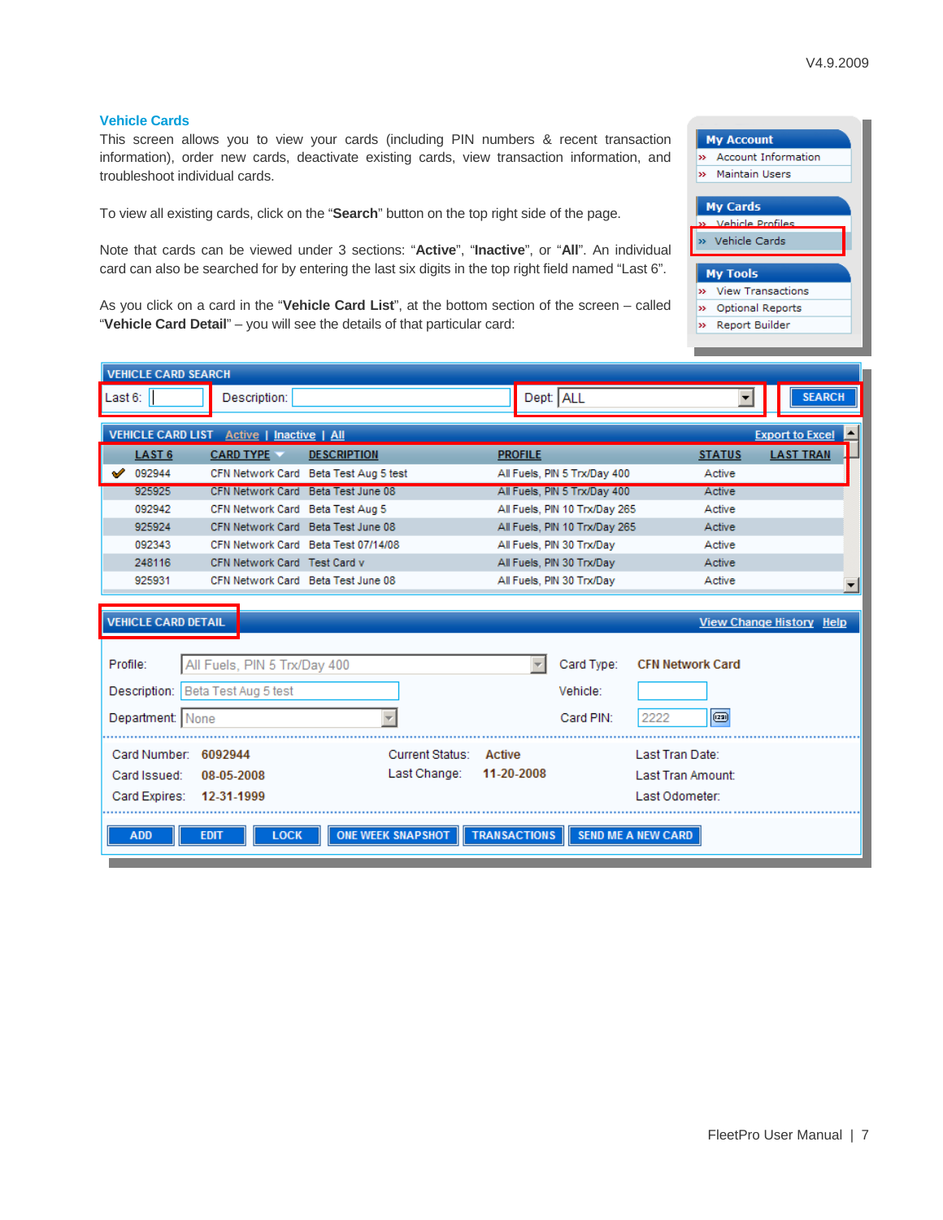## Vehicle Cards

This screen allows you to view your cards (including PIN numbers & recent transaction information), order new cards, deactivate existing cards, view transaction information, and troubleshoot individual cards.

To view all existing cards, click on the "**Search**" button on the top right side of the page.

Note that cards can be viewed under 3 sections: "**Active**", "**Inactive**", or "**All**". An individual card can also be searched for by entering the last six digits in the top right field named "Last 6".

As you click on a card in the "**Vehicle Card List**", at the bottom section of the screen – called "**Vehicle Card Detail**" – you will see the details of that particular card:

My Account
» Account Information
» Maintain Users

My Cards
» Vehicle Profiles
» Vehicle Cards

My Tools
» View Transactions
» Optional Reports
» Report Builder

VEHICLE CARD SEARCH

Last 6: Description: Dept: ALL SEARCH

VEHICLE CARD LIST Active | Inactive | All Export to Excel

| LAST 6 | CARD TYPE | DESCRIPTION | PROFILE | STATUS | LAST TRAN |
|---|---|---|---|---|---|
| 092944 | CFN Network Card | Beta Test Aug 5 test | All Fuels, PIN 5 Trx/Day 400 | Active | |
| 925925 | CFN Network Card | Beta Test June 08 | All Fuels, PIN 5 Trx/Day 400 | Active | |
| 092942 | CFN Network Card | Beta Test Aug 5 | All Fuels, PIN 10 Trx/Day 265 | Active | |
| 925924 | CFN Network Card | Beta Test June 08 | All Fuels, PIN 10 Trx/Day 265 | Active | |
| 092343 | CFN Network Card | Beta Test 07/14/08 | All Fuels, PIN 30 Trx/Day | Active | |
| 248116 | CFN Network Card | Test Card v | All Fuels, PIN 30 Trx/Day | Active | |
| 925931 | CFN Network Card | Beta Test June 08 | All Fuels, PIN 30 Trx/Day | Active | |

VEHICLE CARD DETAIL View Change History Help

Profile: All Fuels, PIN 5 Trx/Day 400
Card Type: CFN Network Card
Description: Beta Test Aug 5 test
Vehicle:
Department: None
Card PIN: 2222

Card Number: 6092944
Card Issued: 08-05-2008
Card Expires: 12-31-1999
Current Status: Active
Last Change: 11-20-2008
Last Tran Date:
Last Tran Amount:
Last Odometer:

ADD | EDIT | LOCK | ONE WEEK SNAPSHOT | TRANSACTIONS | SEND ME A NEW CARD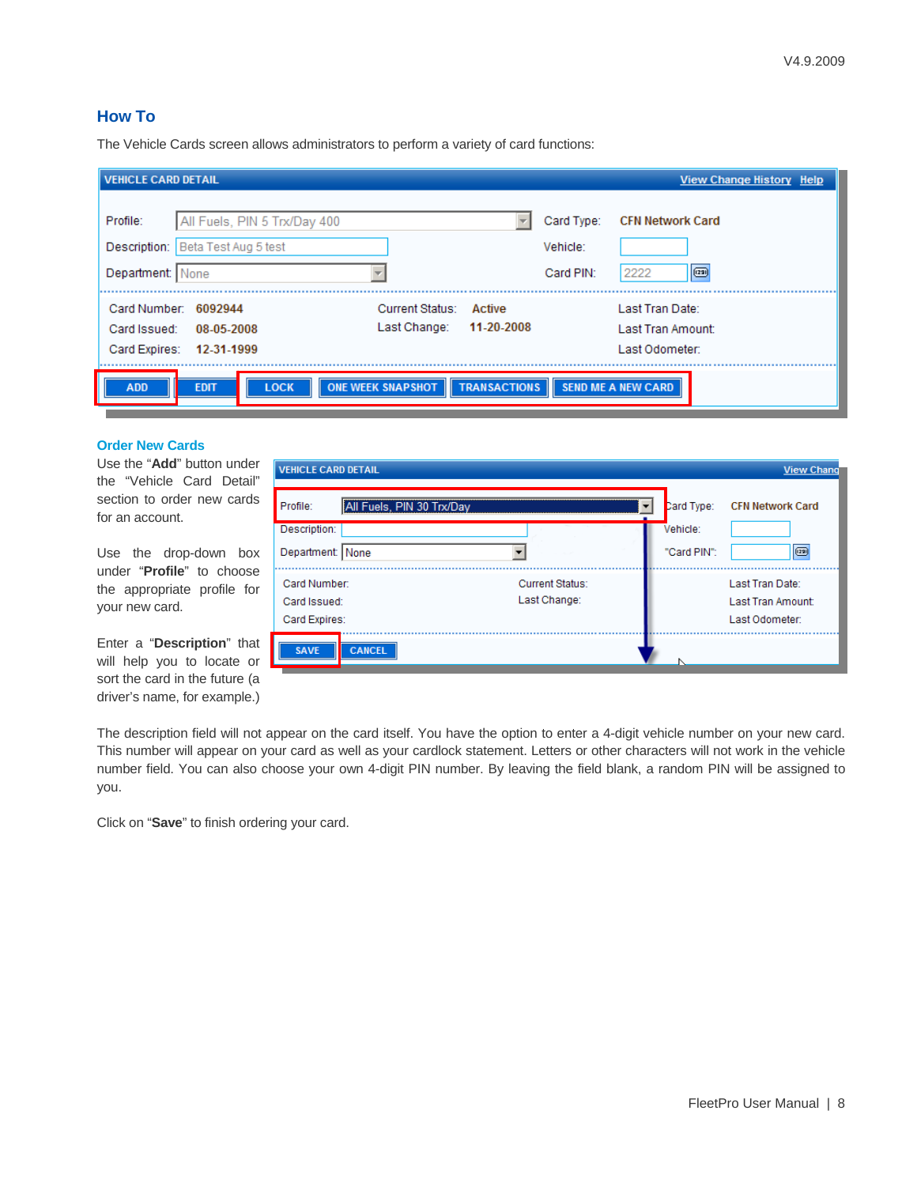## How To

The Vehicle Cards screen allows administrators to perform a variety of card functions:

### Order New Cards

Use the "**Add**" button under the "Vehicle Card Detail" section to order new cards for an account.

Use the drop-down box under "**Profile**" to choose the appropriate profile for your new card.

Enter a "**Description**" that will help you to locate or sort the card in the future (a driver's name, for example.)

The description field will not appear on the card itself. You have the option to enter a 4-digit vehicle number on your new card. This number will appear on your card as well as your cardlock statement. Letters or other characters will not work in the vehicle number field. You can also choose your own 4-digit PIN number. By leaving the field blank, a random PIN will be assigned to you.

Click on "**Save**" to finish ordering your card.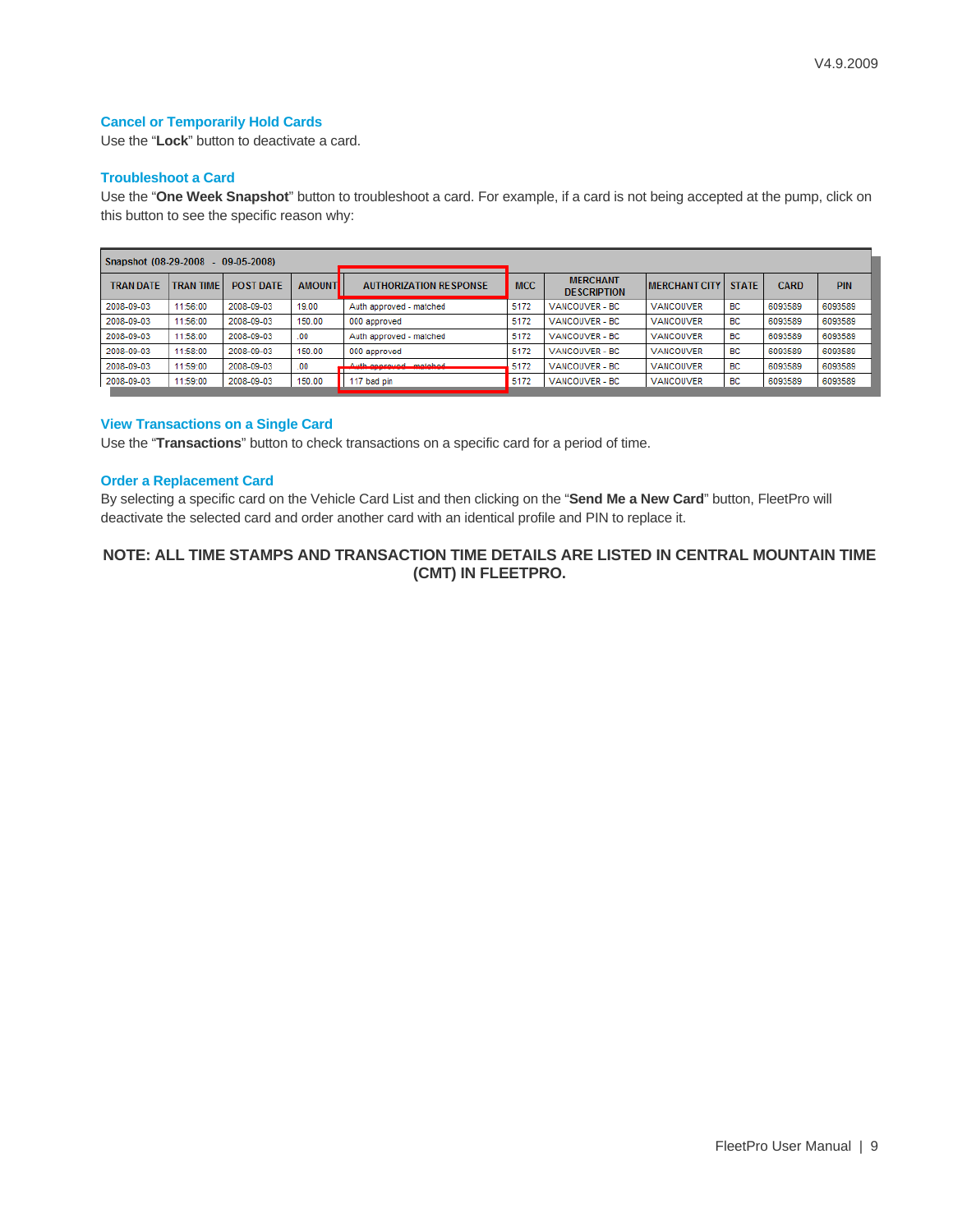V4.9.2009

## Cancel or Temporarily Hold Cards

Use the "**Lock**" button to deactivate a card.

## Troubleshoot a Card

Use the "**One Week Snapshot**" button to troubleshoot a card. For example, if a card is not being accepted at the pump, click on this button to see the specific reason why:

Snapshot (08-29-2008 - 09-05-2008)

| TRAN DATE | TRAN TIME | POST DATE | AMOUNT | AUTHORIZATION RESPONSE | MCC | MERCHANT DESCRIPTION | MERCHANT CITY | STATE | CARD | PIN |
|---|---|---|---|---|---|---|---|---|---|---|
| 2008-09-03 | 11:56:00 | 2008-09-03 | 19.00 | Auth approved - matched | 5172 | VANCOUVER - BC | VANCOUVER | BC | 6093589 | 6093589 |
| 2008-09-03 | 11:56:00 | 2008-09-03 | 150.00 | 000 approved | 5172 | VANCOUVER - BC | VANCOUVER | BC | 6093589 | 6093589 |
| 2008-09-03 | 11:58:00 | 2008-09-03 | .00 | Auth approved - matched | 5172 | VANCOUVER - BC | VANCOUVER | BC | 6093589 | 6093589 |
| 2008-09-03 | 11:58:00 | 2008-09-03 | 150.00 | 000 approved | 5172 | VANCOUVER - BC | VANCOUVER | BC | 6093589 | 6093589 |
| 2008-09-03 | 11:59:00 | 2008-09-03 | .00 | Auth approved - matched | 5172 | VANCOUVER - BC | VANCOUVER | BC | 6093589 | 6093589 |
| 2008-09-03 | 11:59:00 | 2008-09-03 | 150.00 | 117 bad pin | 5172 | VANCOUVER - BC | VANCOUVER | BC | 6093589 | 6093589 |

## View Transactions on a Single Card

Use the "**Transactions**" button to check transactions on a specific card for a period of time.

## Order a Replacement Card

By selecting a specific card on the Vehicle Card List and then clicking on the "**Send Me a New Card**" button, FleetPro will deactivate the selected card and order another card with an identical profile and PIN to replace it.

**NOTE: ALL TIME STAMPS AND TRANSACTION TIME DETAILS ARE LISTED IN CENTRAL MOUNTAIN TIME (CMT) IN FLEETPRO.**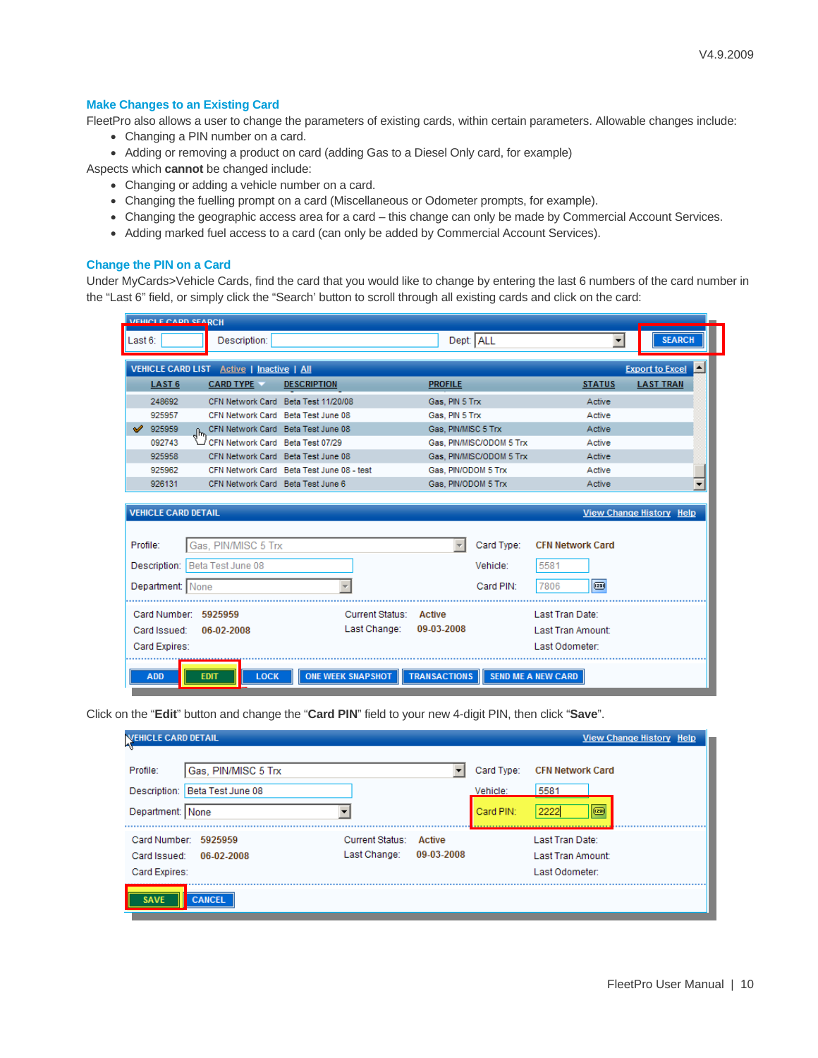## Make Changes to an Existing Card

FleetPro also allows a user to change the parameters of existing cards, within certain parameters. Allowable changes include:

- Changing a PIN number on a card.
- Adding or removing a product on card (adding Gas to a Diesel Only card, for example)

Aspects which **cannot** be changed include:

- Changing or adding a vehicle number on a card.
- Changing the fuelling prompt on a card (Miscellaneous or Odometer prompts, for example).
- Changing the geographic access area for a card – this change can only be made by Commercial Account Services.
- Adding marked fuel access to a card (can only be added by Commercial Account Services).

## Change the PIN on a Card

Under MyCards>Vehicle Cards, find the card that you would like to change by entering the last 6 numbers of the card number in the "Last 6" field, or simply click the "Search' button to scroll through all existing cards and click on the card:

Click on the "**Edit**" button and change the "**Card PIN**" field to your new 4-digit PIN, then click "**Save**".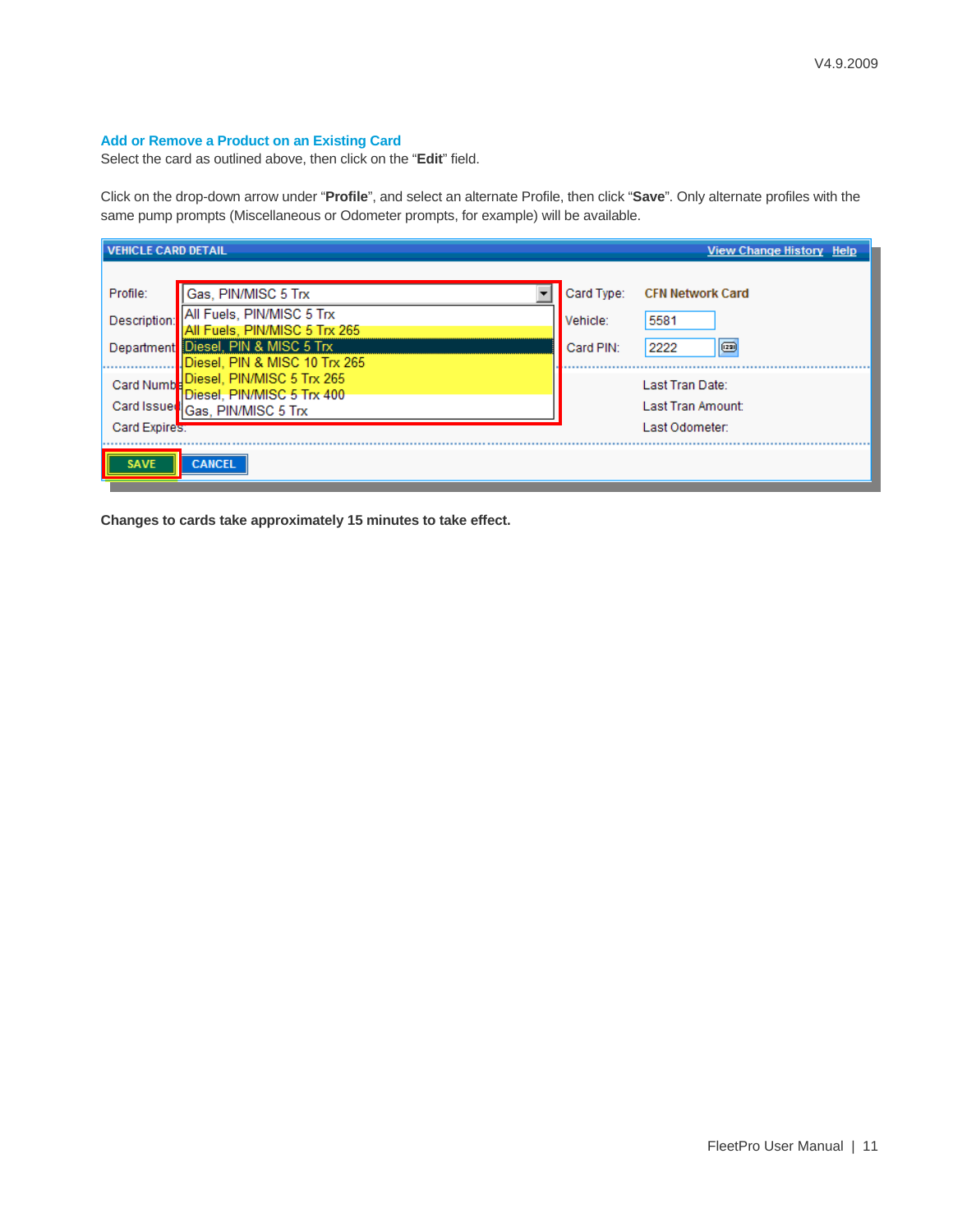### Add or Remove a Product on an Existing Card

Select the card as outlined above, then click on the "**Edit**" field.

Click on the drop-down arrow under "**Profile**", and select an alternate Profile, then click "**Save**". Only alternate profiles with the same pump prompts (Miscellaneous or Odometer prompts, for example) will be available.

VEHICLE CARD DETAIL

View Change History Help

Profile: Gas, PIN/MISC 5 Trx

All Fuels, PIN/MISC 5 Trx
All Fuels, PIN/MISC 5 Trx 265
Diesel, PIN & MISC 5 Trx
Diesel, PIN & MISC 10 Trx 265
Diesel, PIN/MISC 5 Trx 265
Diesel, PIN/MISC 5 Trx 400
Gas, PIN/MISC 5 Trx

Description:
Department:
Card Number:
Card Issued:
Card Expires:

Card Type: CFN Network Card
Vehicle: 5581
Card PIN: 2222

Last Tran Date:
Last Tran Amount:
Last Odometer:

SAVE CANCEL

**Changes to cards take approximately 15 minutes to take effect.**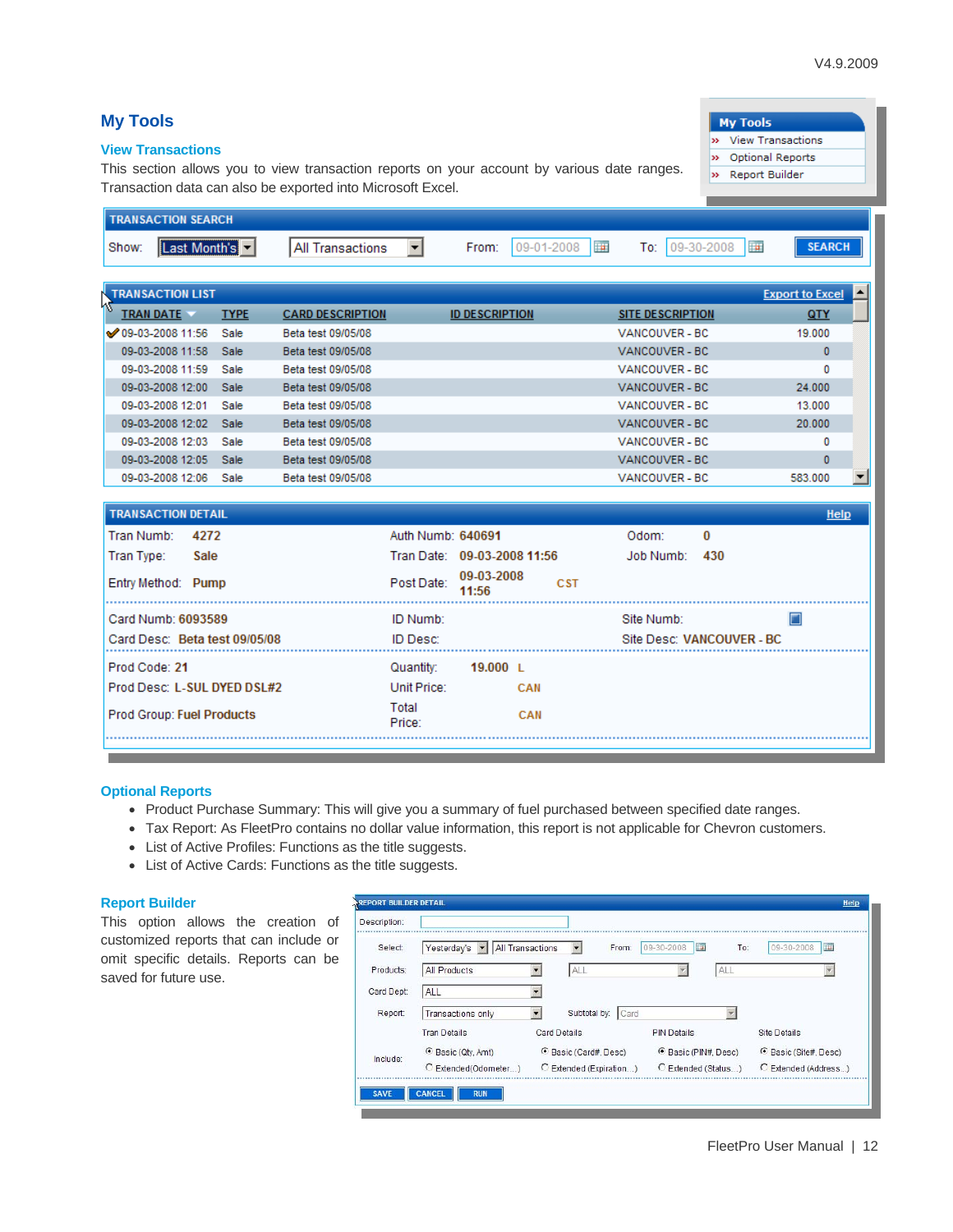## My Tools

My Tools
- View Transactions
- Optional Reports
- Report Builder

### View Transactions

This section allows you to view transaction reports on your account by various date ranges. Transaction data can also be exported into Microsoft Excel.

**TRANSACTION SEARCH**

Show: Last Month's | All Transactions | From: 09-01-2008 | To: 09-30-2008 | SEARCH

**TRANSACTION LIST** | Export to Excel

| TRAN DATE | TYPE | CARD DESCRIPTION | ID DESCRIPTION | SITE DESCRIPTION | QTY |
|---|---|---|---|---|---|
| 09-03-2008 11:56 | Sale | Beta test 09/05/08 | | VANCOUVER - BC | 19.000 |
| 09-03-2008 11:58 | Sale | Beta test 09/05/08 | | VANCOUVER - BC | 0 |
| 09-03-2008 11:59 | Sale | Beta test 09/05/08 | | VANCOUVER - BC | 0 |
| 09-03-2008 12:00 | Sale | Beta test 09/05/08 | | VANCOUVER - BC | 24.000 |
| 09-03-2008 12:01 | Sale | Beta test 09/05/08 | | VANCOUVER - BC | 13.000 |
| 09-03-2008 12:02 | Sale | Beta test 09/05/08 | | VANCOUVER - BC | 20.000 |
| 09-03-2008 12:03 | Sale | Beta test 09/05/08 | | VANCOUVER - BC | 0 |
| 09-03-2008 12:05 | Sale | Beta test 09/05/08 | | VANCOUVER - BC | 0 |
| 09-03-2008 12:06 | Sale | Beta test 09/05/08 | | VANCOUVER - BC | 583.000 |

**TRANSACTION DETAIL** | Help

Tran Numb: 4272 | Auth Numb: 640691 | Odom: 0
Tran Type: Sale | Tran Date: 09-03-2008 11:56 | Job Numb: 430
Entry Method: Pump | Post Date: 09-03-2008 11:56 CST

Card Numb: 6093589 | ID Numb: | Site Numb:
Card Desc: Beta test 09/05/08 | ID Desc: | Site Desc: VANCOUVER - BC

Prod Code: 21 | Quantity: 19.000 L
Prod Desc: L-SUL DYED DSL#2 | Unit Price: CAN
Prod Group: Fuel Products | Total Price: CAN

### Optional Reports

- Product Purchase Summary: This will give you a summary of fuel purchased between specified date ranges.
- Tax Report: As FleetPro contains no dollar value information, this report is not applicable for Chevron customers.
- List of Active Profiles: Functions as the title suggests.
- List of Active Cards: Functions as the title suggests.

### Report Builder

This option allows the creation of customized reports that can include or omit specific details. Reports can be saved for future use.

**REPORT BUILDER DETAIL** | Help

Description:
Select: Yesterday's | All Transactions | From: 09-30-2008 | To: 09-30-2008
Products: All Products | ALL | ALL
Card Dept: ALL
Report: Transactions only | Subtotal by: Card

Include:

| Tran Details | Card Details | PIN Details | Site Details |
|---|---|---|---|
| Basic (Qty, Amt) | Basic (Card#, Desc) | Basic (PIN#, Desc) | Basic (Site#, Desc) |
| Extended (Odometer...) | Extended (Expiration...) | Extended (Status...) | Extended (Address...) |

SAVE | CANCEL | RUN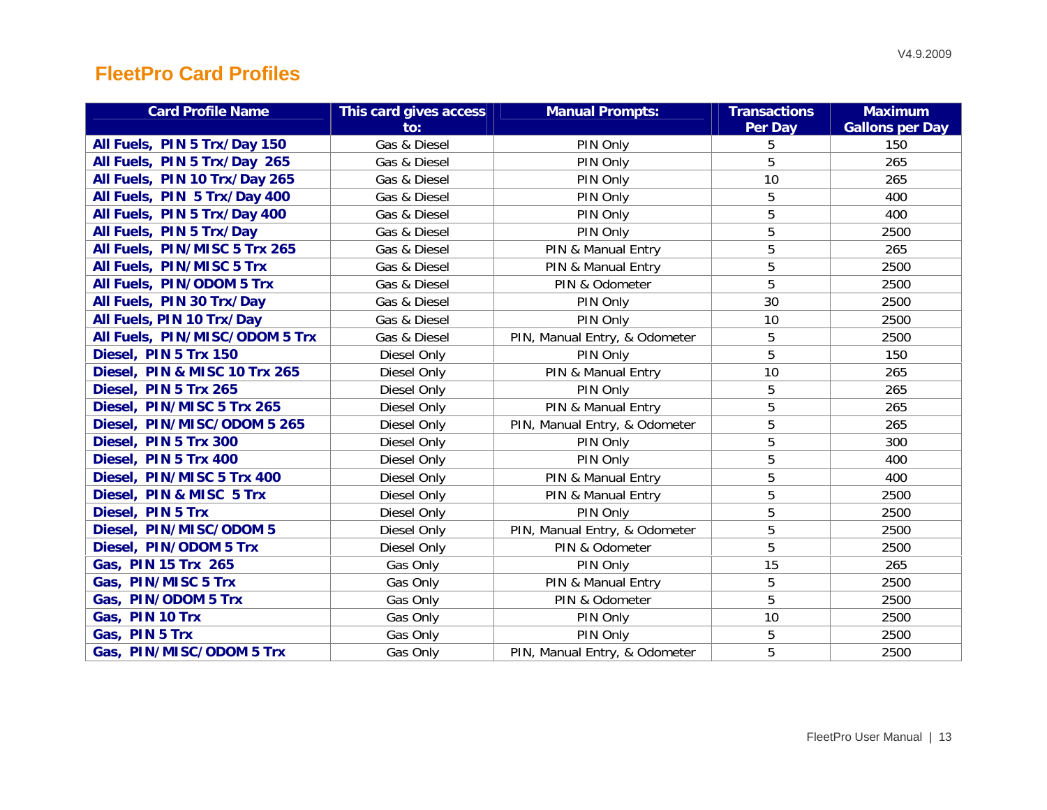## FleetPro Card Profiles

| Card Profile Name | This card gives access to: | Manual Prompts: | Transactions Per Day | Maximum Gallons per Day |
|---|---|---|---|---|
| **All Fuels, PIN 5 Trx/Day 150** | Gas & Diesel | PIN Only | 5 | 150 |
| **All Fuels, PIN 5 Trx/Day 265** | Gas & Diesel | PIN Only | 5 | 265 |
| **All Fuels, PIN 10 Trx/Day 265** | Gas & Diesel | PIN Only | 10 | 265 |
| **All Fuels, PIN 5 Trx/Day 400** | Gas & Diesel | PIN Only | 5 | 400 |
| **All Fuels, PIN 5 Trx/Day 400** | Gas & Diesel | PIN Only | 5 | 400 |
| **All Fuels, PIN 5 Trx/Day** | Gas & Diesel | PIN Only | 5 | 2500 |
| **All Fuels, PIN/MISC 5 Trx 265** | Gas & Diesel | PIN & Manual Entry | 5 | 265 |
| **All Fuels, PIN/MISC 5 Trx** | Gas & Diesel | PIN & Manual Entry | 5 | 2500 |
| **All Fuels, PIN/ODOM 5 Trx** | Gas & Diesel | PIN & Odometer | 5 | 2500 |
| **All Fuels, PIN 30 Trx/Day** | Gas & Diesel | PIN Only | 30 | 2500 |
| **All Fuels, PIN 10 Trx/Day** | Gas & Diesel | PIN Only | 10 | 2500 |
| **All Fuels, PIN/MISC/ODOM 5 Trx** | Gas & Diesel | PIN, Manual Entry, & Odometer | 5 | 2500 |
| **Diesel, PIN 5 Trx 150** | Diesel Only | PIN Only | 5 | 150 |
| **Diesel, PIN & MISC 10 Trx 265** | Diesel Only | PIN & Manual Entry | 10 | 265 |
| **Diesel, PIN 5 Trx 265** | Diesel Only | PIN Only | 5 | 265 |
| **Diesel, PIN/MISC 5 Trx 265** | Diesel Only | PIN & Manual Entry | 5 | 265 |
| **Diesel, PIN/MISC/ODOM 5 265** | Diesel Only | PIN, Manual Entry, & Odometer | 5 | 265 |
| **Diesel, PIN 5 Trx 300** | Diesel Only | PIN Only | 5 | 300 |
| **Diesel, PIN 5 Trx 400** | Diesel Only | PIN Only | 5 | 400 |
| **Diesel, PIN/MISC 5 Trx 400** | Diesel Only | PIN & Manual Entry | 5 | 400 |
| **Diesel, PIN & MISC 5 Trx** | Diesel Only | PIN & Manual Entry | 5 | 2500 |
| **Diesel, PIN 5 Trx** | Diesel Only | PIN Only | 5 | 2500 |
| **Diesel, PIN/MISC/ODOM 5** | Diesel Only | PIN, Manual Entry, & Odometer | 5 | 2500 |
| **Diesel, PIN/ODOM 5 Trx** | Diesel Only | PIN & Odometer | 5 | 2500 |
| **Gas, PIN 15 Trx 265** | Gas Only | PIN Only | 15 | 265 |
| **Gas, PIN/MISC 5 Trx** | Gas Only | PIN & Manual Entry | 5 | 2500 |
| **Gas, PIN/ODOM 5 Trx** | Gas Only | PIN & Odometer | 5 | 2500 |
| **Gas, PIN 10 Trx** | Gas Only | PIN Only | 10 | 2500 |
| **Gas, PIN 5 Trx** | Gas Only | PIN Only | 5 | 2500 |
| **Gas, PIN/MISC/ODOM 5 Trx** | Gas Only | PIN, Manual Entry, & Odometer | 5 | 2500 |